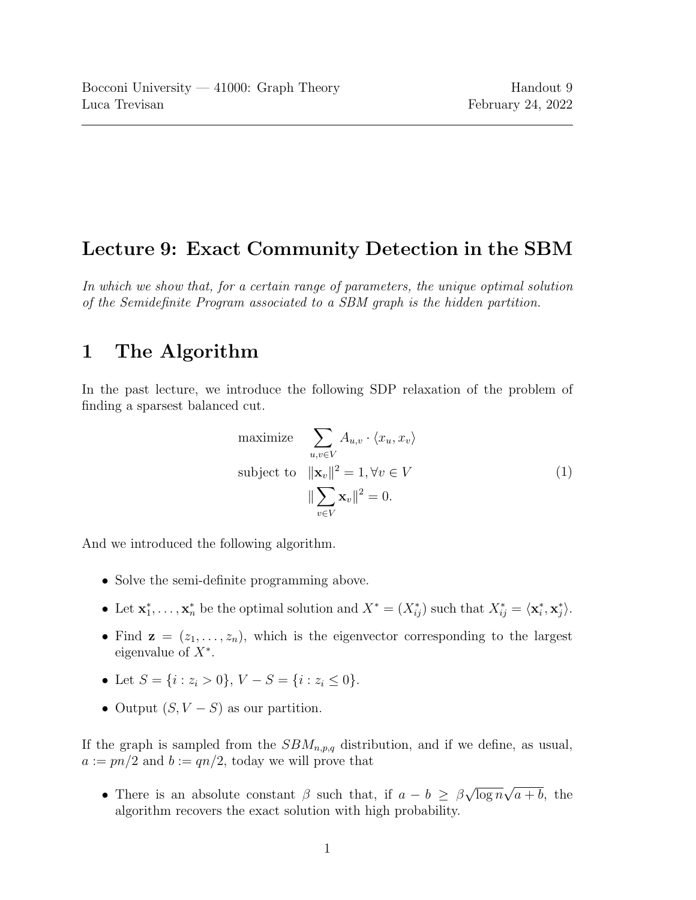Bocconi University — 41000: Graph Theory
Luca Trevisan

Handout 9
February 24, 2022

# Lecture 9: Exact Community Detection in the SBM

*In which we show that, for a certain range of parameters, the unique optimal solution of the Semidefinite Program associated to a SBM graph is the hidden partition.*

## 1 The Algorithm

In the past lecture, we introduce the following SDP relaxation of the problem of finding a sparsest balanced cut.

$$
\begin{aligned}
\text{maximize} \quad & \sum_{u,v \in V} A_{u,v} \cdot \langle x_u, x_v \rangle \\
\text{subject to} \quad & \|\mathbf{x}_v\|^2 = 1, \forall v \in V \\
& \|\sum_{v \in V} \mathbf{x}_v\|^2 = 0.
\end{aligned}
\tag{1}
$$

And we introduced the following algorithm.

- Solve the semi-definite programming above.
- Let $\mathbf{x}_1^*, \ldots, \mathbf{x}_n^*$ be the optimal solution and $X^* = (X_{ij}^*)$ such that $X_{ij}^* = \langle \mathbf{x}_i^*, \mathbf{x}_j^* \rangle$.
- Find $\mathbf{z} = (z_1, \ldots, z_n)$, which is the eigenvector corresponding to the largest eigenvalue of $X^*$.
- Let $S = \{i : z_i > 0\}$, $V - S = \{i : z_i \leq 0\}$.
- Output $(S, V - S)$ as our partition.

If the graph is sampled from the $SBM_{n,p,q}$ distribution, and if we define, as usual, $a := pn/2$ and $b := qn/2$, today we will prove that

- There is an absolute constant $\beta$ such that, if $a - b \geq \beta \sqrt{\log n} \sqrt{a + b}$, the algorithm recovers the exact solution with high probability.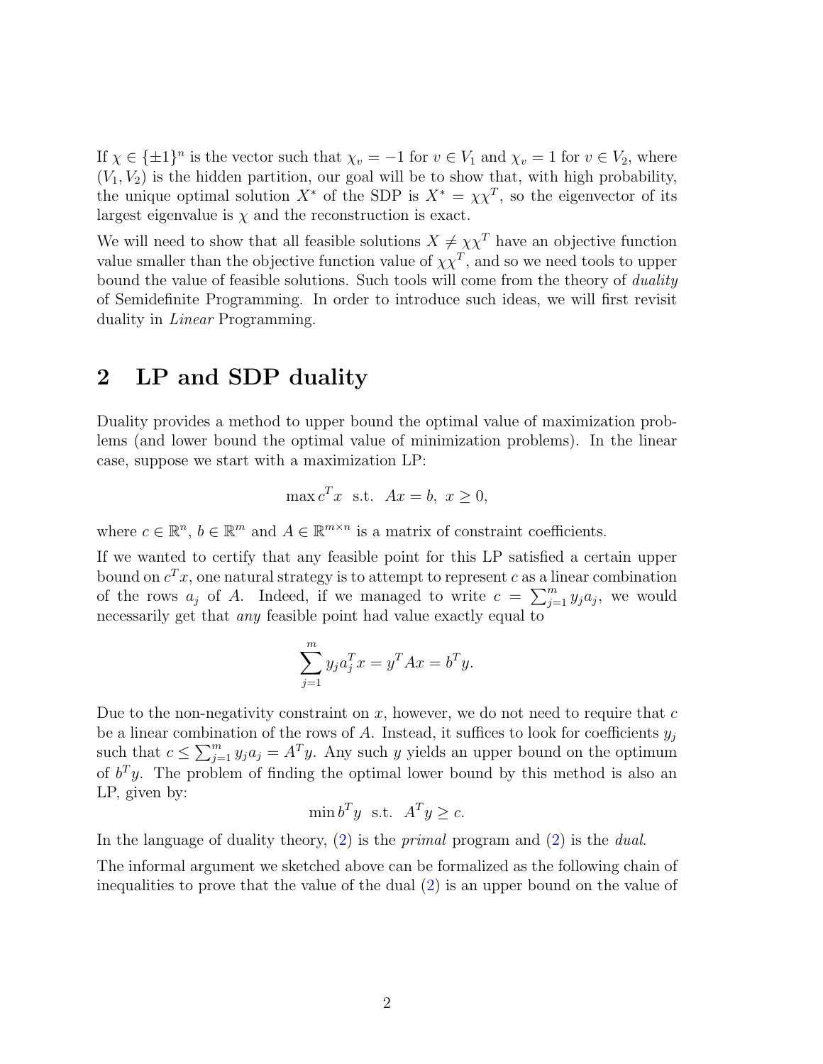If $\chi \in \{\pm 1\}^n$ is the vector such that $\chi_v = -1$ for $v \in V_1$ and $\chi_v = 1$ for $v \in V_2$, where $(V_1, V_2)$ is the hidden partition, our goal will be to show that, with high probability, the unique optimal solution $X^*$ of the SDP is $X^* = \chi\chi^T$, so the eigenvector of its largest eigenvalue is $\chi$ and the reconstruction is exact.

We will need to show that all feasible solutions $X \neq \chi\chi^T$ have an objective function value smaller than the objective function value of $\chi\chi^T$, and so we need tools to upper bound the value of feasible solutions. Such tools will come from the theory of *duality* of Semidefinite Programming. In order to introduce such ideas, we will first revisit duality in *Linear* Programming.

## 2 LP and SDP duality

Duality provides a method to upper bound the optimal value of maximization problems (and lower bound the optimal value of minimization problems). In the linear case, suppose we start with a maximization LP:

$$\max c^T x \;\text{ s.t. }\; Ax = b,\; x \geq 0,$$

where $c \in \mathbb{R}^n$, $b \in \mathbb{R}^m$ and $A \in \mathbb{R}^{m \times n}$ is a matrix of constraint coefficients.

If we wanted to certify that any feasible point for this LP satisfied a certain upper bound on $c^T x$, one natural strategy is to attempt to represent $c$ as a linear combination of the rows $a_j$ of $A$. Indeed, if we managed to write $c = \sum_{j=1}^m y_j a_j$, we would necessarily get that *any* feasible point had value exactly equal to

$$\sum_{j=1}^m y_j a_j^T x = y^T A x = b^T y.$$

Due to the non-negativity constraint on $x$, however, we do not need to require that $c$ be a linear combination of the rows of $A$. Instead, it suffices to look for coefficients $y_j$ such that $c \leq \sum_{j=1}^m y_j a_j = A^T y$. Any such $y$ yields an upper bound on the optimum of $b^T y$. The problem of finding the optimal lower bound by this method is also an LP, given by:

$$\min b^T y \;\text{ s.t. }\; A^T y \geq c.$$

In the language of duality theory, (2) is the *primal* program and (2) is the *dual*.

The informal argument we sketched above can be formalized as the following chain of inequalities to prove that the value of the dual (2) is an upper bound on the value of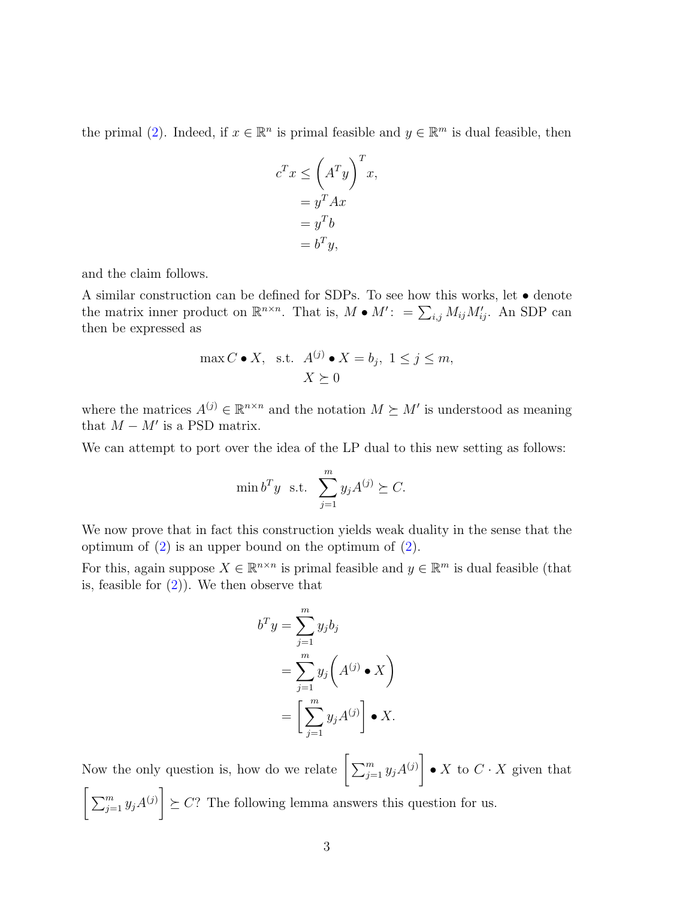the primal (2). Indeed, if $x \in \mathbb{R}^n$ is primal feasible and $y \in \mathbb{R}^m$ is dual feasible, then

$$
\begin{aligned}
c^T x &\leq \left(A^T y\right)^T x, \\
&= y^T A x \\
&= y^T b \\
&= b^T y,
\end{aligned}
$$

and the claim follows.

A similar construction can be defined for SDPs. To see how this works, let $\bullet$ denote the matrix inner product on $\mathbb{R}^{n\times n}$. That is, $M \bullet M' :=\sum_{i,j} M_{ij} M'_{ij}$. An SDP can then be expressed as

$$
\begin{aligned}
\max C \bullet X, \quad \text{s.t.} \quad & A^{(j)} \bullet X = b_j, \ 1 \leq j \leq m, \\
& X \succeq 0
\end{aligned}
$$

where the matrices $A^{(j)} \in \mathbb{R}^{n\times n}$ and the notation $M \succeq M'$ is understood as meaning that $M - M'$ is a PSD matrix.

We can attempt to port over the idea of the LP dual to this new setting as follows:

$$
\min b^T y \quad \text{s.t.} \quad \sum_{j=1}^m y_j A^{(j)} \succeq C.
$$

We now prove that in fact this construction yields weak duality in the sense that the optimum of (2) is an upper bound on the optimum of (2).

For this, again suppose $X \in \mathbb{R}^{n\times n}$ is primal feasible and $y \in \mathbb{R}^m$ is dual feasible (that is, feasible for (2)). We then observe that

$$
\begin{aligned}
b^T y &= \sum_{j=1}^m y_j b_j \\
&= \sum_{j=1}^m y_j \left(A^{(j)} \bullet X\right) \\
&= \left[\sum_{j=1}^m y_j A^{(j)}\right] \bullet X.
\end{aligned}
$$

Now the only question is, how do we relate $\left[\sum_{j=1}^m y_j A^{(j)}\right] \bullet X$ to $C \cdot X$ given that $\left[\sum_{j=1}^m y_j A^{(j)}\right] \succeq C$? The following lemma answers this question for us.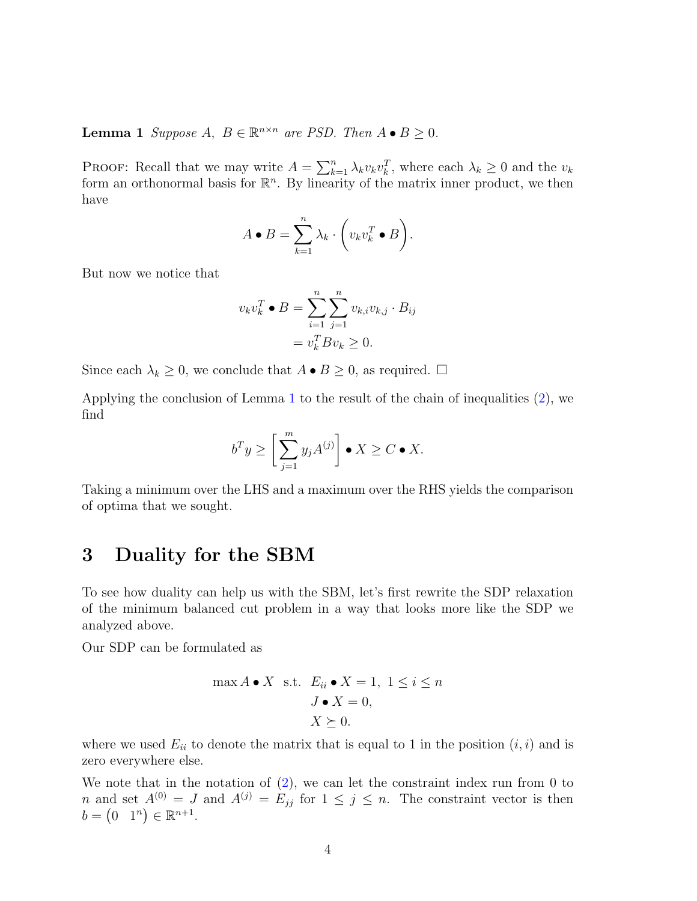**Lemma 1** *Suppose $A,\ B \in \mathbb{R}^{n\times n}$ are PSD. Then $A \bullet B \geq 0$.*

Proof: Recall that we may write $A = \sum_{k=1}^n \lambda_k v_k v_k^T$, where each $\lambda_k \geq 0$ and the $v_k$ form an orthonormal basis for $\mathbb{R}^n$. By linearity of the matrix inner product, we then have

$$A \bullet B = \sum_{k=1}^n \lambda_k \cdot \left( v_k v_k^T \bullet B \right).$$

But now we notice that

$$\begin{aligned} v_k v_k^T \bullet B &= \sum_{i=1}^n \sum_{j=1}^n v_{k,i} v_{k,j} \cdot B_{ij} \\ &= v_k^T B v_k \geq 0. \end{aligned}$$

Since each $\lambda_k \geq 0$, we conclude that $A \bullet B \geq 0$, as required. □

Applying the conclusion of Lemma 1 to the result of the chain of inequalities (2), we find

$$b^T y \geq \left[ \sum_{j=1}^m y_j A^{(j)} \right] \bullet X \geq C \bullet X.$$

Taking a minimum over the LHS and a maximum over the RHS yields the comparison of optima that we sought.

# 3 Duality for the SBM

To see how duality can help us with the SBM, let's first rewrite the SDP relaxation of the minimum balanced cut problem in a way that looks more like the SDP we analyzed above.

Our SDP can be formulated as

$$\begin{aligned} \max A \bullet X \quad \text{s.t.} \quad & E_{ii} \bullet X = 1,\ 1 \leq i \leq n \\ & J \bullet X = 0, \\ & X \succeq 0. \end{aligned}$$

where we used $E_{ii}$ to denote the matrix that is equal to 1 in the position $(i, i)$ and is zero everywhere else.

We note that in the notation of (2), we can let the constraint index run from 0 to $n$ and set $A^{(0)} = J$ and $A^{(j)} = E_{jj}$ for $1 \leq j \leq n$. The constraint vector is then $b = \begin{pmatrix} 0 & 1^n \end{pmatrix} \in \mathbb{R}^{n+1}$.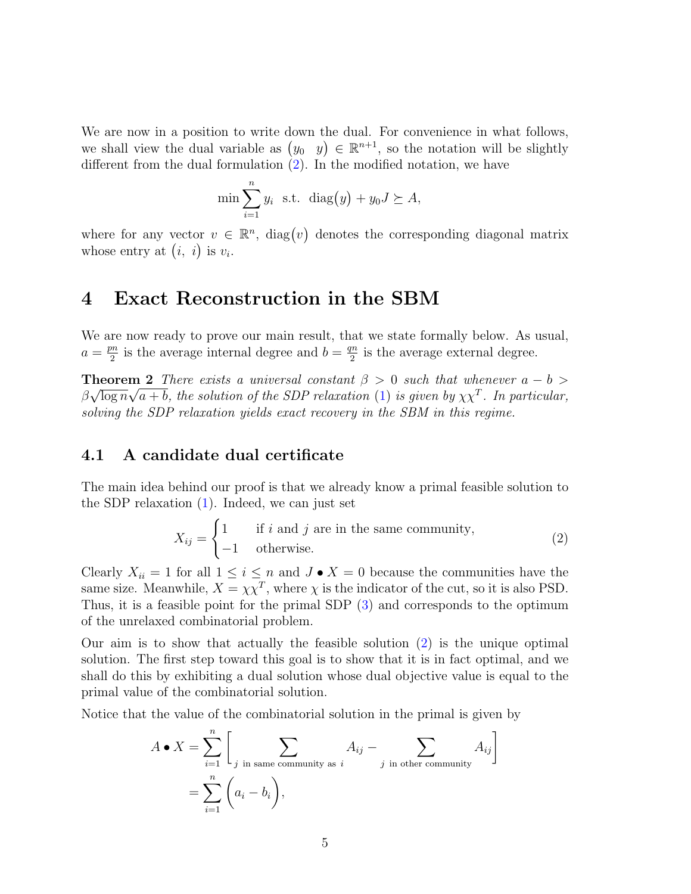We are now in a position to write down the dual. For convenience in what follows, we shall view the dual variable as $\begin{pmatrix} y_0 & y \end{pmatrix} \in \mathbb{R}^{n+1}$, so the notation will be slightly different from the dual formulation (2). In the modified notation, we have

$$\min \sum_{i=1}^{n} y_i \ \text{ s.t. } \ \text{diag}(y) + y_0 J \succeq A,$$

where for any vector $v \in \mathbb{R}^n$, $\text{diag}(v)$ denotes the corresponding diagonal matrix whose entry at $(i, \ i)$ is $v_i$.

# 4 Exact Reconstruction in the SBM

We are now ready to prove our main result, that we state formally below. As usual, $a = \frac{pn}{2}$ is the average internal degree and $b = \frac{qn}{2}$ is the average external degree.

**Theorem 2** *There exists a universal constant $\beta > 0$ such that whenever $a - b > \beta\sqrt{\log n}\sqrt{a+b}$, the solution of the SDP relaxation (1) is given by $\chi\chi^T$. In particular, solving the SDP relaxation yields exact recovery in the SBM in this regime.*

## 4.1 A candidate dual certificate

The main idea behind our proof is that we already know a primal feasible solution to the SDP relaxation (1). Indeed, we can just set

$$X_{ij} = \begin{cases} 1 & \text{if } i \text{ and } j \text{ are in the same community,} \\ -1 & \text{otherwise.} \end{cases} \tag{2}$$

Clearly $X_{ii} = 1$ for all $1 \leq i \leq n$ and $J \bullet X = 0$ because the communities have the same size. Meanwhile, $X = \chi\chi^T$, where $\chi$ is the indicator of the cut, so it is also PSD. Thus, it is a feasible point for the primal SDP (3) and corresponds to the optimum of the unrelaxed combinatorial problem.

Our aim is to show that actually the feasible solution (2) is the unique optimal solution. The first step toward this goal is to show that it is in fact optimal, and we shall do this by exhibiting a dual solution whose dual objective value is equal to the primal value of the combinatorial solution.

Notice that the value of the combinatorial solution in the primal is given by

$$\begin{aligned} A \bullet X &= \sum_{i=1}^{n} \left[ \sum_{j \text{ in same community as } i} A_{ij} - \sum_{j \text{ in other community}} A_{ij} \right] \\ &= \sum_{i=1}^{n} \left( a_i - b_i \right), \end{aligned}$$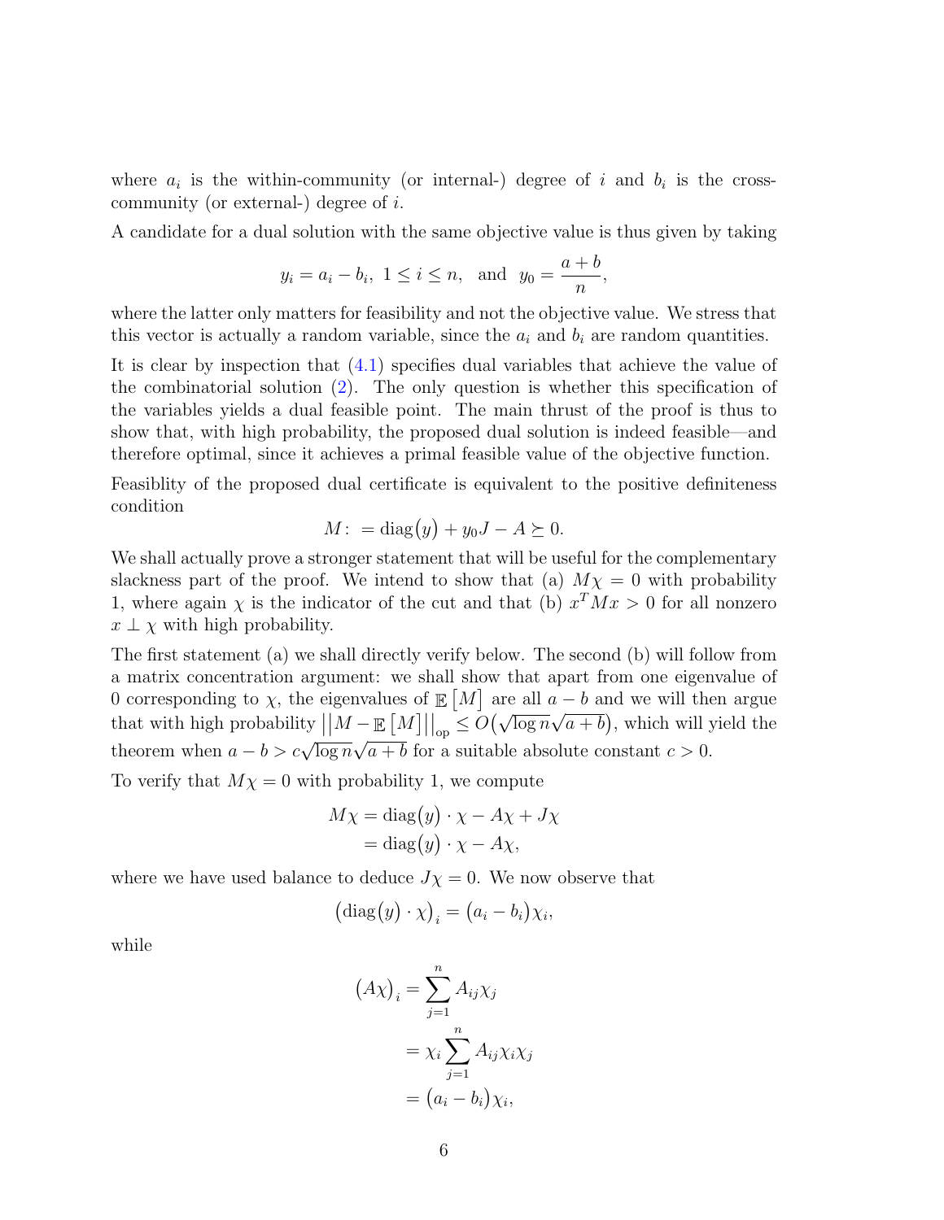where $a_i$ is the within-community (or internal-) degree of $i$ and $b_i$ is the cross-community (or external-) degree of $i$.

A candidate for a dual solution with the same objective value is thus given by taking

$$y_i = a_i - b_i,\ 1 \le i \le n, \quad \text{and} \quad y_0 = \frac{a+b}{n},$$

where the latter only matters for feasibility and not the objective value. We stress that this vector is actually a random variable, since the $a_i$ and $b_i$ are random quantities.

It is clear by inspection that (4.1) specifies dual variables that achieve the value of the combinatorial solution (2). The only question is whether this specification of the variables yields a dual feasible point. The main thrust of the proof is thus to show that, with high probability, the proposed dual solution is indeed feasible—and therefore optimal, since it achieves a primal feasible value of the objective function.

Feasiblity of the proposed dual certificate is equivalent to the positive definiteness condition

$$M := \operatorname{diag}(y) + y_0 J - A \succeq 0.$$

We shall actually prove a stronger statement that will be useful for the complementary slackness part of the proof. We intend to show that (a) $M\chi = 0$ with probability 1, where again $\chi$ is the indicator of the cut and that (b) $x^T M x > 0$ for all nonzero $x \perp \chi$ with high probability.

The first statement (a) we shall directly verify below. The second (b) will follow from a matrix concentration argument: we shall show that apart from one eigenvalue of 0 corresponding to $\chi$, the eigenvalues of $\mathbb{E}\left[M\right]$ are all $a - b$ and we will then argue that with high probability $\left|\left|M - \mathbb{E}\left[M\right]\right|\right|_{\text{op}} \le O\left(\sqrt{\log n}\sqrt{a+b}\right)$, which will yield the theorem when $a - b > c\sqrt{\log n}\sqrt{a+b}$ for a suitable absolute constant $c > 0$.

To verify that $M\chi = 0$ with probability 1, we compute

$$\begin{aligned} M\chi &= \operatorname{diag}(y) \cdot \chi - A\chi + J\chi \\ &= \operatorname{diag}(y) \cdot \chi - A\chi, \end{aligned}$$

where we have used balance to deduce $J\chi = 0$. We now observe that

$$\left(\operatorname{diag}(y) \cdot \chi\right)_i = \left(a_i - b_i\right)\chi_i,$$

while

$$\begin{aligned} \left(A\chi\right)_i &= \sum_{j=1}^{n} A_{ij}\chi_j \\ &= \chi_i \sum_{j=1}^{n} A_{ij}\chi_i\chi_j \\ &= \left(a_i - b_i\right)\chi_i, \end{aligned}$$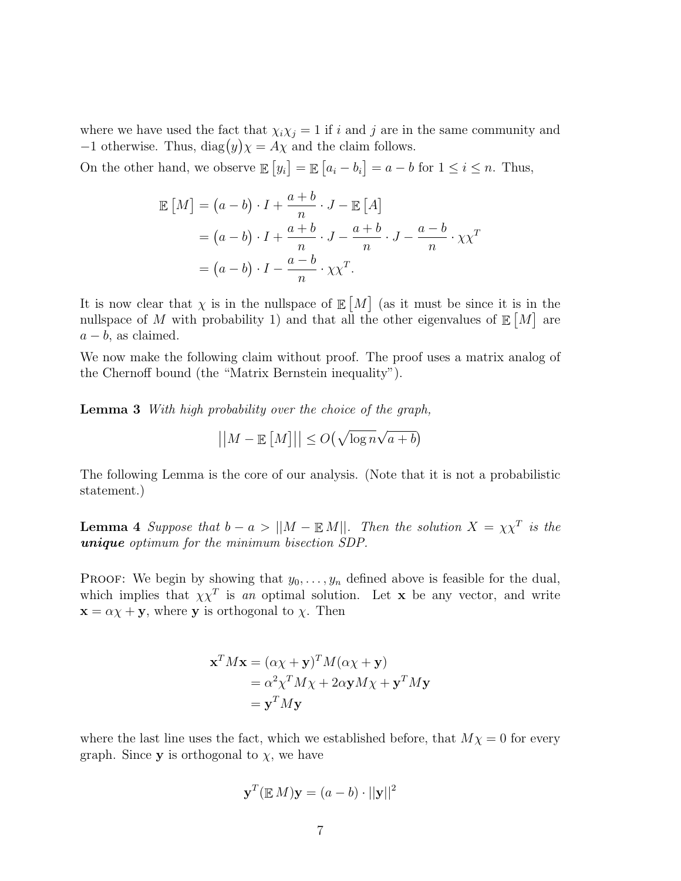where we have used the fact that $\chi_i \chi_j = 1$ if $i$ and $j$ are in the same community and $-1$ otherwise. Thus, $\text{diag}(y)\chi = A\chi$ and the claim follows.

On the other hand, we observe $\mathbb{E}[y_i] = \mathbb{E}[a_i - b_i] = a - b$ for $1 \le i \le n$. Thus,

$$\begin{aligned}
\mathbb{E}[M] &= (a-b) \cdot I + \frac{a+b}{n} \cdot J - \mathbb{E}[A] \\
&= (a-b) \cdot I + \frac{a+b}{n} \cdot J - \frac{a+b}{n} \cdot J - \frac{a-b}{n} \cdot \chi\chi^T \\
&= (a-b) \cdot I - \frac{a-b}{n} \cdot \chi\chi^T.
\end{aligned}$$

It is now clear that $\chi$ is in the nullspace of $\mathbb{E}[M]$ (as it must be since it is in the nullspace of $M$ with probability 1) and that all the other eigenvalues of $\mathbb{E}[M]$ are $a - b$, as claimed.

We now make the following claim without proof. The proof uses a matrix analog of the Chernoff bound (the "Matrix Bernstein inequality").

**Lemma 3** *With high probability over the choice of the graph,*

$$||M - \mathbb{E}[M]|| \le O(\sqrt{\log n}\sqrt{a+b})$$

The following Lemma is the core of our analysis. (Note that it is not a probabilistic statement.)

**Lemma 4** *Suppose that $b - a > ||M - \mathbb{E}\, M||$. Then the solution $X = \chi\chi^T$ is the **unique** optimum for the minimum bisection SDP.*

Proof: We begin by showing that $y_0, \ldots, y_n$ defined above is feasible for the dual, which implies that $\chi\chi^T$ is *an* optimal solution. Let $\mathbf{x}$ be any vector, and write $\mathbf{x} = \alpha\chi + \mathbf{y}$, where $\mathbf{y}$ is orthogonal to $\chi$. Then

$$\begin{aligned}
\mathbf{x}^T M \mathbf{x} &= (\alpha\chi + \mathbf{y})^T M (\alpha\chi + \mathbf{y}) \\
&= \alpha^2 \chi^T M \chi + 2\alpha \mathbf{y} M \chi + \mathbf{y}^T M \mathbf{y} \\
&= \mathbf{y}^T M \mathbf{y}
\end{aligned}$$

where the last line uses the fact, which we established before, that $M\chi = 0$ for every graph. Since $\mathbf{y}$ is orthogonal to $\chi$, we have

$$\mathbf{y}^T (\mathbb{E}\, M) \mathbf{y} = (a-b) \cdot ||\mathbf{y}||^2$$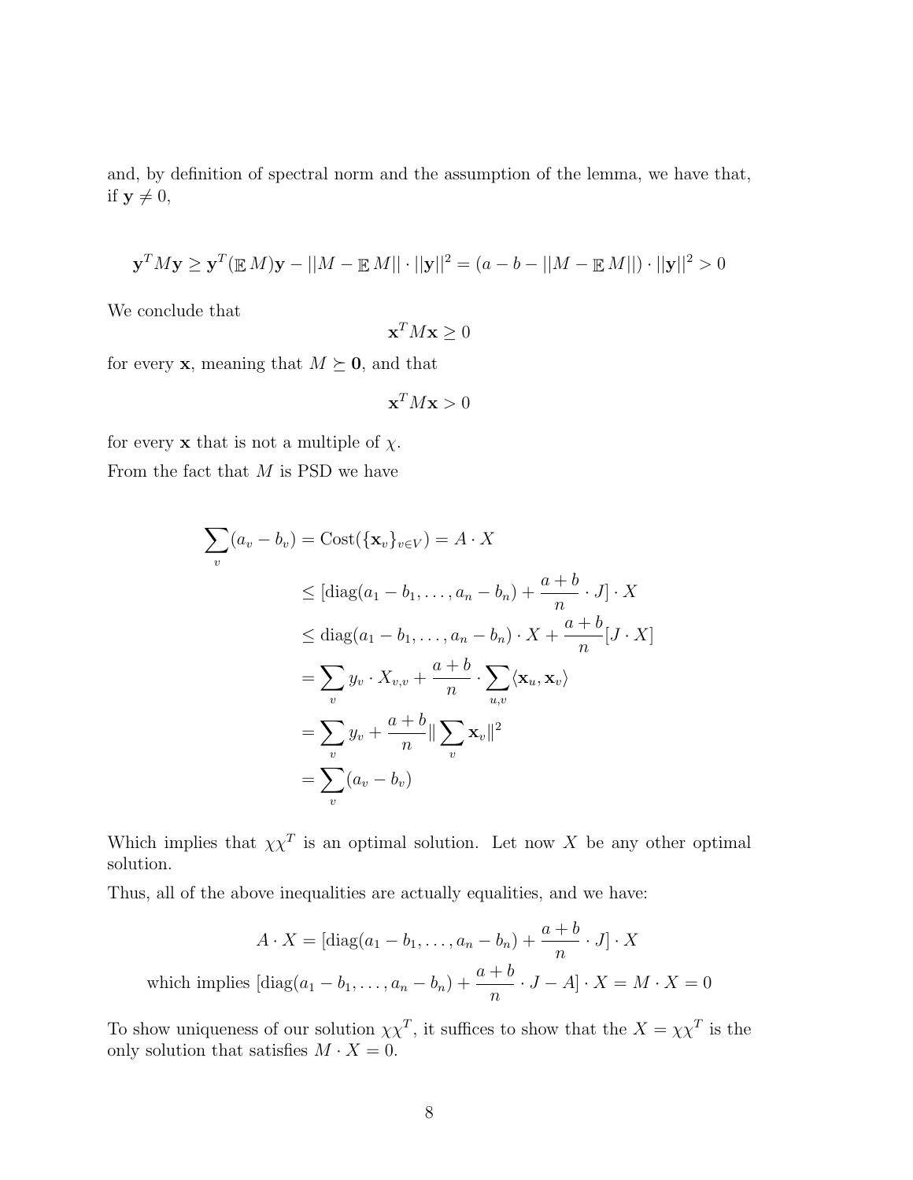and, by definition of spectral norm and the assumption of the lemma, we have that, if $\mathbf{y} \neq 0$,

$$\mathbf{y}^T M \mathbf{y} \geq \mathbf{y}^T (\mathbb{E}\, M) \mathbf{y} - ||M - \mathbb{E}\, M|| \cdot ||\mathbf{y}||^2 = (a - b - ||M - \mathbb{E}\, M||) \cdot ||\mathbf{y}||^2 > 0$$

We conclude that

$$\mathbf{x}^T M \mathbf{x} \geq 0$$

for every $\mathbf{x}$, meaning that $M \succeq \mathbf{0}$, and that

$$\mathbf{x}^T M \mathbf{x} > 0$$

for every $\mathbf{x}$ that is not a multiple of $\chi$.

From the fact that $M$ is PSD we have

$$\begin{aligned}
\sum_v (a_v - b_v) &= \text{Cost}(\{\mathbf{x}_v\}_{v \in V}) = A \cdot X \\
&\leq [\text{diag}(a_1 - b_1, \ldots, a_n - b_n) + \frac{a+b}{n} \cdot J] \cdot X \\
&\leq \text{diag}(a_1 - b_1, \ldots, a_n - b_n) \cdot X + \frac{a+b}{n} [J \cdot X] \\
&= \sum_v y_v \cdot X_{v,v} + \frac{a+b}{n} \cdot \sum_{u,v} \langle \mathbf{x}_u, \mathbf{x}_v \rangle \\
&= \sum_v y_v + \frac{a+b}{n} \| \sum_v \mathbf{x}_v \|^2 \\
&= \sum_v (a_v - b_v)
\end{aligned}$$

Which implies that $\chi \chi^T$ is an optimal solution. Let now $X$ be any other optimal solution.

Thus, all of the above inequalities are actually equalities, and we have:

$$A \cdot X = [\text{diag}(a_1 - b_1, \ldots, a_n - b_n) + \frac{a+b}{n} \cdot J] \cdot X$$

$$\text{which implies } [\text{diag}(a_1 - b_1, \ldots, a_n - b_n) + \frac{a+b}{n} \cdot J - A] \cdot X = M \cdot X = 0$$

To show uniqueness of our solution $\chi \chi^T$, it suffices to show that the $X = \chi \chi^T$ is the only solution that satisfies $M \cdot X = 0$.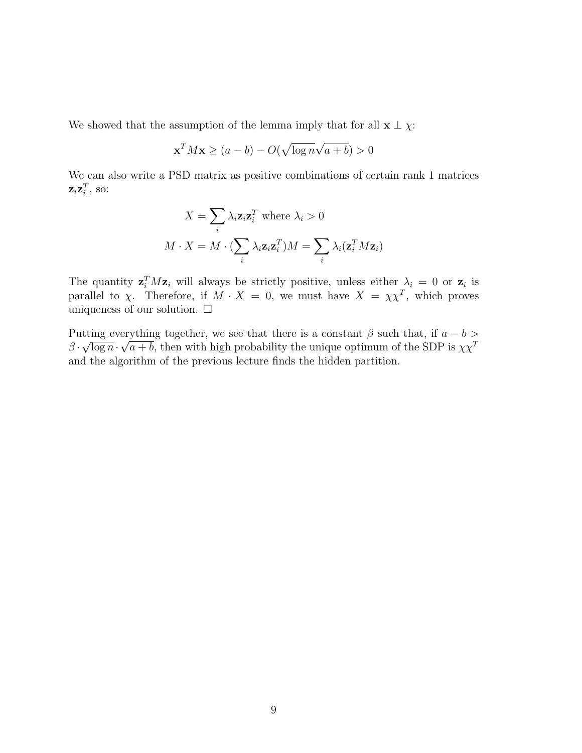We showed that the assumption of the lemma imply that for all $\mathbf{x} \perp \chi$:

$$\mathbf{x}^T M \mathbf{x} \geq (a - b) - O(\sqrt{\log n}\sqrt{a+b}) > 0$$

We can also write a PSD matrix as positive combinations of certain rank 1 matrices $\mathbf{z}_i \mathbf{z}_i^T$, so:

$$X = \sum_i \lambda_i \mathbf{z}_i \mathbf{z}_i^T \text{ where } \lambda_i > 0$$

$$M \cdot X = M \cdot (\sum_i \lambda_i \mathbf{z}_i \mathbf{z}_i^T) M = \sum_i \lambda_i (\mathbf{z}_i^T M \mathbf{z}_i)$$

The quantity $\mathbf{z}_i^T M \mathbf{z}_i$ will always be strictly positive, unless either $\lambda_i = 0$ or $\mathbf{z}_i$ is parallel to $\chi$. Therefore, if $M \cdot X = 0$, we must have $X = \chi\chi^T$, which proves uniqueness of our solution. □

Putting everything together, we see that there is a constant $\beta$ such that, if $a - b > \beta \cdot \sqrt{\log n} \cdot \sqrt{a+b}$, then with high probability the unique optimum of the SDP is $\chi\chi^T$ and the algorithm of the previous lecture finds the hidden partition.